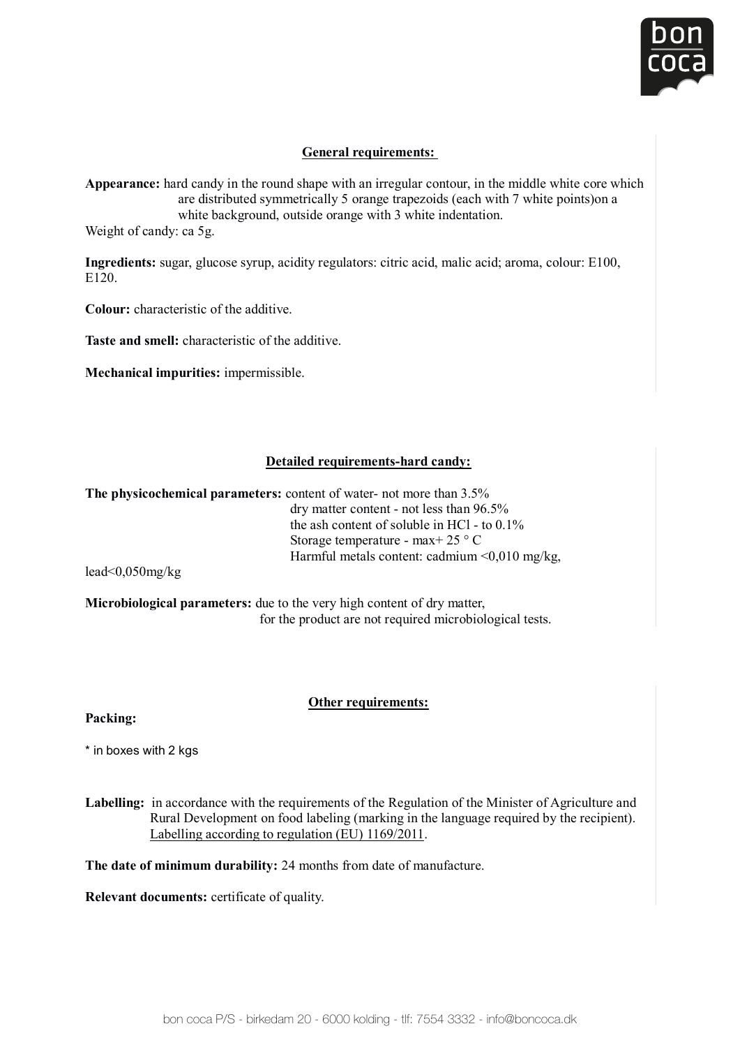## General requirements:

**Appearance:** hard candy in the round shape with an irregular contour, in the middle white core which are distributed symmetrically 5 orange trapezoids (each with 7 white points)on a white background, outside orange with 3 white indentation.

Weight of candy: ca 5g.

**Ingredients:** sugar, glucose syrup, acidity regulators: citric acid, malic acid; aroma, colour: E100, E120.

**Colour:** characteristic of the additive.

**Taste and smell:** characteristic of the additive.

**Mechanical impurities:** impermissible.

## Detailed requirements-hard candy:

**The physicochemical parameters:** content of water- not more than 3.5%
dry matter content - not less than 96.5%
the ash content of soluble in HCl - to 0.1%
Storage temperature - max+ 25 ° C
Harmful metals content: cadmium <0,010 mg/kg, lead<0,050mg/kg

**Microbiological parameters:** due to the very high content of dry matter, for the product are not required microbiological tests.

## Other requirements:

**Packing:**

* in boxes with 2 kgs

**Labelling:** in accordance with the requirements of the Regulation of the Minister of Agriculture and Rural Development on food labeling (marking in the language required by the recipient). Labelling according to regulation (EU) 1169/2011.

**The date of minimum durability:** 24 months from date of manufacture.

**Relevant documents:** certificate of quality.

bon coca P/S - birkedam 20 - 6000 kolding - tlf: 7554 3332 - info@boncoca.dk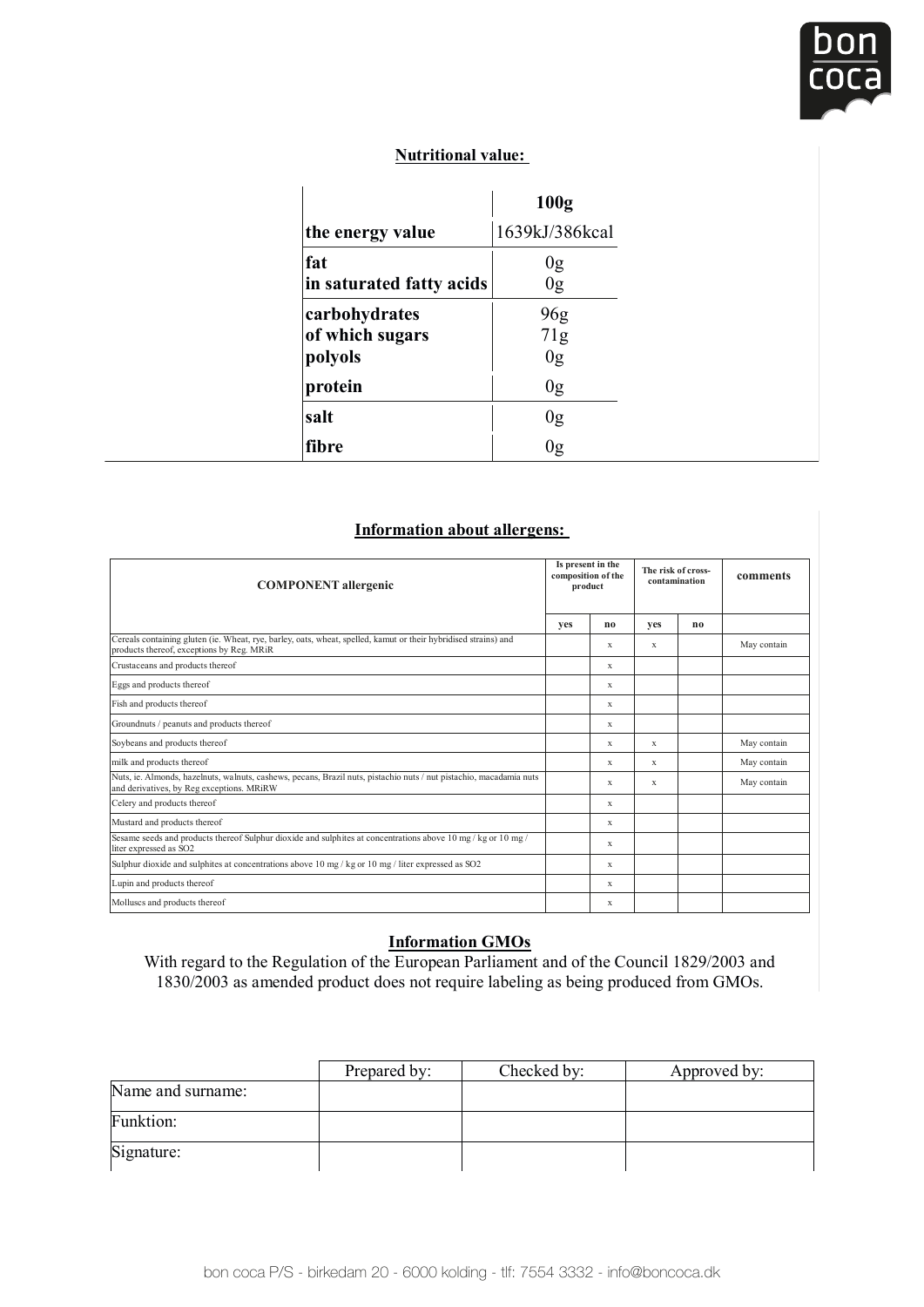## Nutritional value:

| | 100g |
|---|---|
| **the energy value** | 1639kJ/386kcal |
| **fat** | 0g |
| **in saturated fatty acids** | 0g |
| **carbohydrates** | 96g |
| **of which sugars** | 71g |
| **polyols** | 0g |
| **protein** | 0g |
| **salt** | 0g |
| **fibre** | 0g |

## Information about allergens:

| COMPONENT allergenic | Is present in the composition of the product | | The risk of cross-contamination | | comments |
|---|---|---|---|---|---|
| | yes | no | yes | no | |
| Cereals containing gluten (ie. Wheat, rye, barley, oats, wheat, spelled, kamut or their hybridised strains) and products thereof, exceptions by Reg. MRiR | | x | x | | May contain |
| Crustaceans and products thereof | | x | | | |
| Eggs and products thereof | | x | | | |
| Fish and products thereof | | x | | | |
| Groundnuts / peanuts and products thereof | | x | | | |
| Soybeans and products thereof | | x | x | | May contain |
| milk and products thereof | | x | x | | May contain |
| Nuts, ie. Almonds, hazelnuts, walnuts, cashews, pecans, Brazil nuts, pistachio nuts / nut pistachio, macadamia nuts and derivatives, by Reg exceptions. MRiRW | | x | x | | May contain |
| Celery and products thereof | | x | | | |
| Mustard and products thereof | | x | | | |
| Sesame seeds and products thereof Sulphur dioxide and sulphites at concentrations above 10 mg / kg or 10 mg / liter expressed as SO2 | | x | | | |
| Sulphur dioxide and sulphites at concentrations above 10 mg / kg or 10 mg / liter expressed as SO2 | | x | | | |
| Lupin and products thereof | | x | | | |
| Molluscs and products thereof | | x | | | |

## Information GMOs

With regard to the Regulation of the European Parliament and of the Council 1829/2003 and 1830/2003 as amended product does not require labeling as being produced from GMOs.

| | Prepared by: | Checked by: | Approved by: |
|---|---|---|---|
| Name and surname: | | | |
| Funktion: | | | |
| Signature: | | | |

bon coca P/S - birkedam 20 - 6000 kolding - tlf: 7554 3332 - info@boncoca.dk